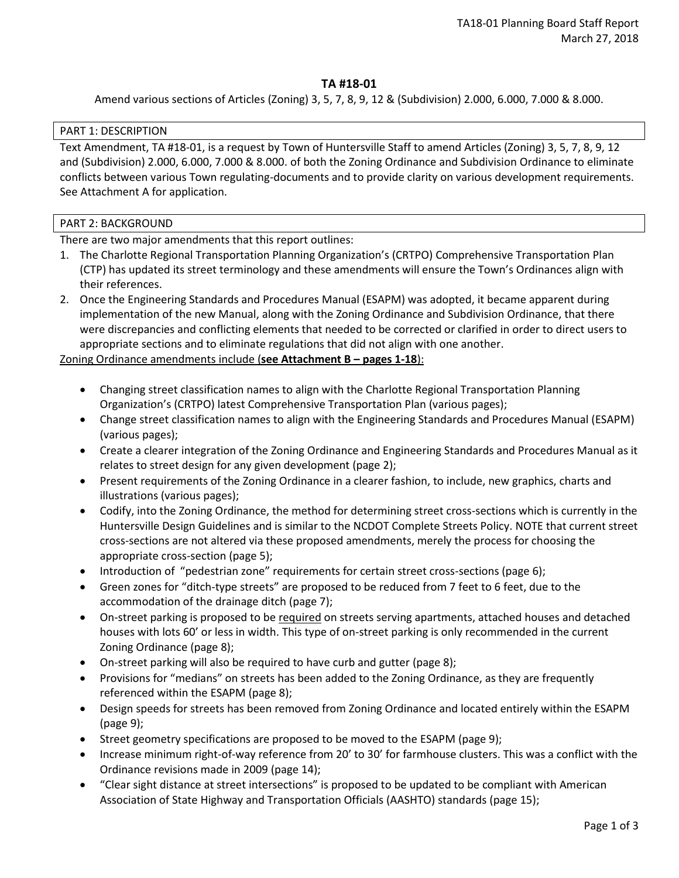# TA #18-01

Amend various sections of Articles (Zoning) 3, 5, 7, 8, 9, 12 & (Subdivision) 2.000, 6.000, 7.000 & 8.000.

## PART 1: DESCRIPTION

Text Amendment, TA #18-01, is a request by Town of Huntersville Staff to amend Articles (Zoning) 3, 5, 7, 8, 9, 12 and (Subdivision) 2.000, 6.000, 7.000 & 8.000. of both the Zoning Ordinance and Subdivision Ordinance to eliminate conflicts between various Town regulating-documents and to provide clarity on various development requirements. See Attachment A for application.

## PART 2: BACKGROUND

There are two major amendments that this report outlines:

1. The Charlotte Regional Transportation Planning Organization's (CRTPO) Comprehensive Transportation Plan (CTP) has updated its street terminology and these amendments will ensure the Town's Ordinances align with their references.
2. Once the Engineering Standards and Procedures Manual (ESAPM) was adopted, it became apparent during implementation of the new Manual, along with the Zoning Ordinance and Subdivision Ordinance, that there were discrepancies and conflicting elements that needed to be corrected or clarified in order to direct users to appropriate sections and to eliminate regulations that did not align with one another.

<u>Zoning Ordinance amendments include (**see Attachment B – pages 1-18**):</u>

- Changing street classification names to align with the Charlotte Regional Transportation Planning Organization's (CRTPO) latest Comprehensive Transportation Plan (various pages);
- Change street classification names to align with the Engineering Standards and Procedures Manual (ESAPM) (various pages);
- Create a clearer integration of the Zoning Ordinance and Engineering Standards and Procedures Manual as it relates to street design for any given development (page 2);
- Present requirements of the Zoning Ordinance in a clearer fashion, to include, new graphics, charts and illustrations (various pages);
- Codify, into the Zoning Ordinance, the method for determining street cross-sections which is currently in the Huntersville Design Guidelines and is similar to the NCDOT Complete Streets Policy. NOTE that current street cross-sections are not altered via these proposed amendments, merely the process for choosing the appropriate cross-section (page 5);
- Introduction of "pedestrian zone" requirements for certain street cross-sections (page 6);
- Green zones for "ditch-type streets" are proposed to be reduced from 7 feet to 6 feet, due to the accommodation of the drainage ditch (page 7);
- On-street parking is proposed to be <u>required</u> on streets serving apartments, attached houses and detached houses with lots 60' or less in width. This type of on-street parking is only recommended in the current Zoning Ordinance (page 8);
- On-street parking will also be required to have curb and gutter (page 8);
- Provisions for "medians" on streets has been added to the Zoning Ordinance, as they are frequently referenced within the ESAPM (page 8);
- Design speeds for streets has been removed from Zoning Ordinance and located entirely within the ESAPM (page 9);
- Street geometry specifications are proposed to be moved to the ESAPM (page 9);
- Increase minimum right-of-way reference from 20' to 30' for farmhouse clusters. This was a conflict with the Ordinance revisions made in 2009 (page 14);
- "Clear sight distance at street intersections" is proposed to be updated to be compliant with American Association of State Highway and Transportation Officials (AASHTO) standards (page 15);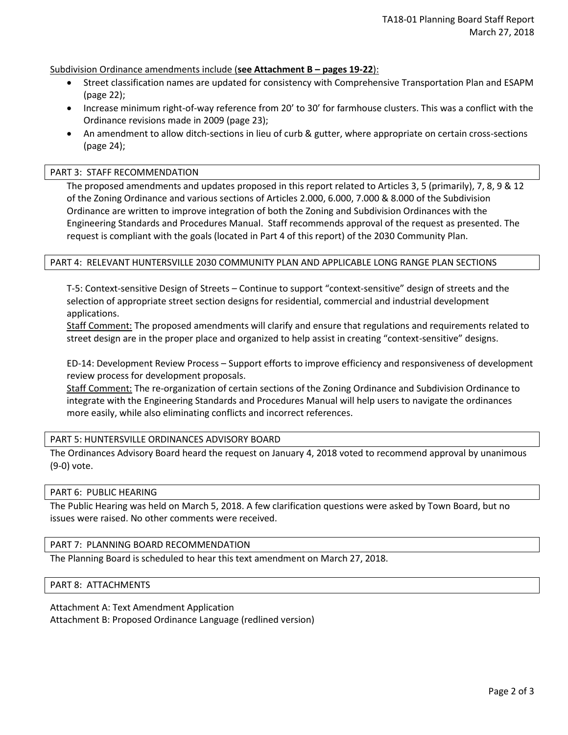Subdivision Ordinance amendments include (**see Attachment B – pages 19-22**):

- Street classification names are updated for consistency with Comprehensive Transportation Plan and ESAPM (page 22);
- Increase minimum right-of-way reference from 20' to 30' for farmhouse clusters. This was a conflict with the Ordinance revisions made in 2009 (page 23);
- An amendment to allow ditch-sections in lieu of curb & gutter, where appropriate on certain cross-sections (page 24);

## PART 3: STAFF RECOMMENDATION

The proposed amendments and updates proposed in this report related to Articles 3, 5 (primarily), 7, 8, 9 & 12 of the Zoning Ordinance and various sections of Articles 2.000, 6.000, 7.000 & 8.000 of the Subdivision Ordinance are written to improve integration of both the Zoning and Subdivision Ordinances with the Engineering Standards and Procedures Manual. Staff recommends approval of the request as presented. The request is compliant with the goals (located in Part 4 of this report) of the 2030 Community Plan.

## PART 4: RELEVANT HUNTERSVILLE 2030 COMMUNITY PLAN AND APPLICABLE LONG RANGE PLAN SECTIONS

T-5: Context-sensitive Design of Streets – Continue to support "context-sensitive" design of streets and the selection of appropriate street section designs for residential, commercial and industrial development applications.
Staff Comment: The proposed amendments will clarify and ensure that regulations and requirements related to street design are in the proper place and organized to help assist in creating "context-sensitive" designs.

ED-14: Development Review Process – Support efforts to improve efficiency and responsiveness of development review process for development proposals.
Staff Comment: The re-organization of certain sections of the Zoning Ordinance and Subdivision Ordinance to integrate with the Engineering Standards and Procedures Manual will help users to navigate the ordinances more easily, while also eliminating conflicts and incorrect references.

## PART 5: HUNTERSVILLE ORDINANCES ADVISORY BOARD

The Ordinances Advisory Board heard the request on January 4, 2018 voted to recommend approval by unanimous (9-0) vote.

## PART 6: PUBLIC HEARING

The Public Hearing was held on March 5, 2018. A few clarification questions were asked by Town Board, but no issues were raised. No other comments were received.

## PART 7: PLANNING BOARD RECOMMENDATION

The Planning Board is scheduled to hear this text amendment on March 27, 2018.

## PART 8: ATTACHMENTS

Attachment A: Text Amendment Application
Attachment B: Proposed Ordinance Language (redlined version)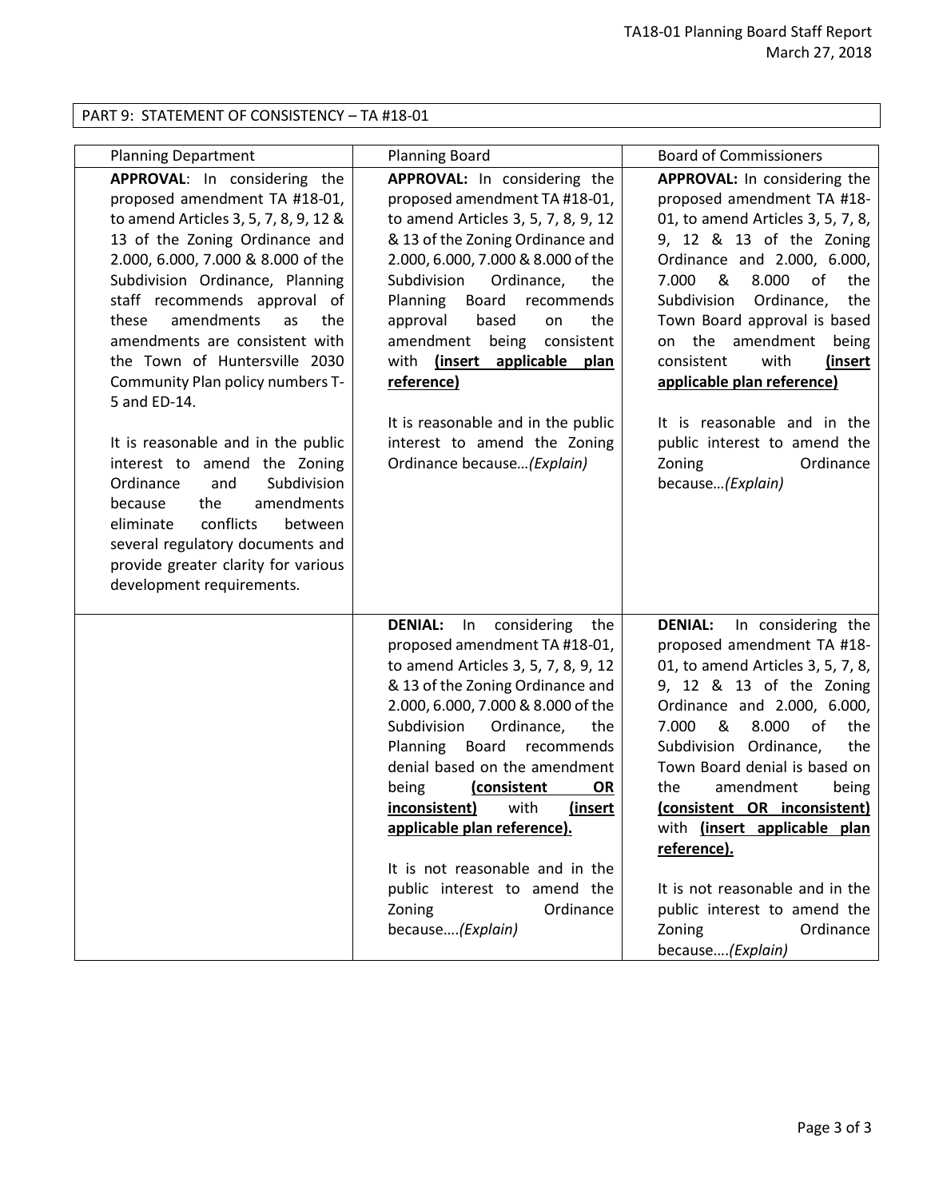PART 9: STATEMENT OF CONSISTENCY – TA #18-01

| Planning Department | Planning Board | Board of Commissioners |
|---|---|---|
| **APPROVAL**: In considering the proposed amendment TA #18-01, to amend Articles 3, 5, 7, 8, 9, 12 & 13 of the Zoning Ordinance and 2.000, 6.000, 7.000 & 8.000 of the Subdivision Ordinance, Planning staff recommends approval of these amendments as the amendments are consistent with the Town of Huntersville 2030 Community Plan policy numbers T-5 and ED-14.<br><br>It is reasonable and in the public interest to amend the Zoning Ordinance and Subdivision because the amendments eliminate conflicts between several regulatory documents and provide greater clarity for various development requirements. | **APPROVAL:** In considering the proposed amendment TA #18-01, to amend Articles 3, 5, 7, 8, 9, 12 & 13 of the Zoning Ordinance and 2.000, 6.000, 7.000 & 8.000 of the Subdivision Ordinance, the Planning Board recommends approval based on the amendment being consistent with **(insert applicable plan reference)**<br><br>It is reasonable and in the public interest to amend the Zoning Ordinance because…*(Explain)* | **APPROVAL:** In considering the proposed amendment TA #18-01, to amend Articles 3, 5, 7, 8, 9, 12 & 13 of the Zoning Ordinance and 2.000, 6.000, 7.000 & 8.000 of the Subdivision Ordinance, the Town Board approval is based on the amendment being consistent with **(insert applicable plan reference)**<br><br>It is reasonable and in the public interest to amend the Zoning Ordinance because…*(Explain)* |
| | **DENIAL:** In considering the proposed amendment TA #18-01, to amend Articles 3, 5, 7, 8, 9, 12 & 13 of the Zoning Ordinance and 2.000, 6.000, 7.000 & 8.000 of the Subdivision Ordinance, the Planning Board recommends denial based on the amendment being **(consistent OR inconsistent)** with **(insert applicable plan reference).**<br><br>It is not reasonable and in the public interest to amend the Zoning Ordinance because….*(Explain)* | **DENIAL:** In considering the proposed amendment TA #18-01, to amend Articles 3, 5, 7, 8, 9, 12 & 13 of the Zoning Ordinance and 2.000, 6.000, 7.000 & 8.000 of the Subdivision Ordinance, the Town Board denial is based on the amendment being **(consistent OR inconsistent)** with **(insert applicable plan reference).**<br><br>It is not reasonable and in the public interest to amend the Zoning Ordinance because….*(Explain)* |